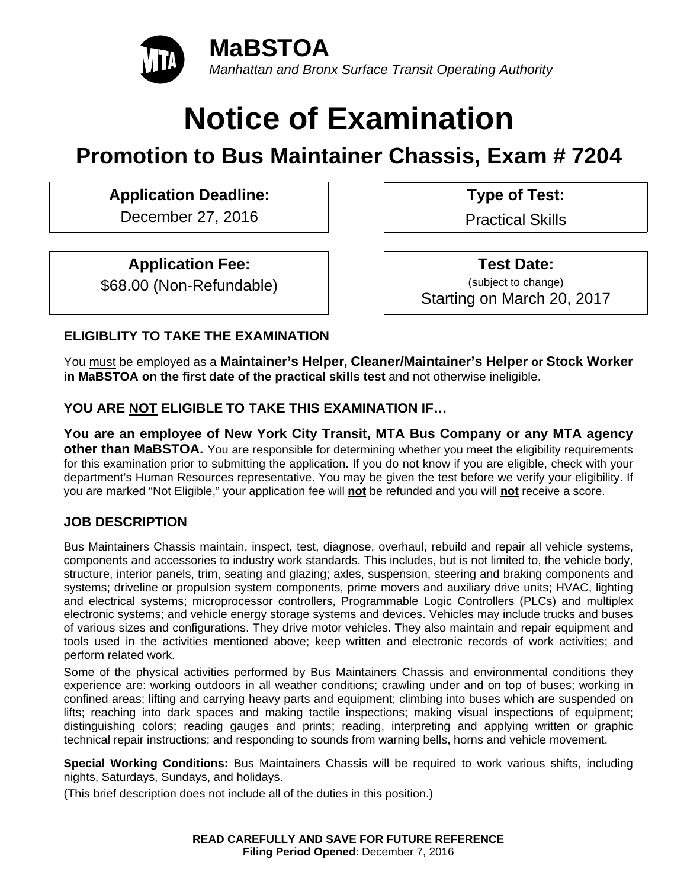**MaBSTOA**

*Manhattan and Bronx Surface Transit Operating Authority*

# Notice of Examination

## Promotion to Bus Maintainer Chassis, Exam # 7204

| **Application Deadline:** | **Type of Test:** |
|---|---|
| December 27, 2016 | Practical Skills |
| **Application Fee:** | **Test Date:** |
| $68.00 (Non-Refundable) | (subject to change) Starting on March 20, 2017 |

### ELIGIBLITY TO TAKE THE EXAMINATION

You must be employed as a **Maintainer's Helper, Cleaner/Maintainer's Helper or Stock Worker in MaBSTOA on the first date of the practical skills test** and not otherwise ineligible.

### YOU ARE NOT ELIGIBLE TO TAKE THIS EXAMINATION IF…

**You are an employee of New York City Transit, MTA Bus Company or any MTA agency other than MaBSTOA.** You are responsible for determining whether you meet the eligibility requirements for this examination prior to submitting the application. If you do not know if you are eligible, check with your department's Human Resources representative. You may be given the test before we verify your eligibility. If you are marked "Not Eligible," your application fee will **not** be refunded and you will **not** receive a score.

### JOB DESCRIPTION

Bus Maintainers Chassis maintain, inspect, test, diagnose, overhaul, rebuild and repair all vehicle systems, components and accessories to industry work standards. This includes, but is not limited to, the vehicle body, structure, interior panels, trim, seating and glazing; axles, suspension, steering and braking components and systems; driveline or propulsion system components, prime movers and auxiliary drive units; HVAC, lighting and electrical systems; microprocessor controllers, Programmable Logic Controllers (PLCs) and multiplex electronic systems; and vehicle energy storage systems and devices. Vehicles may include trucks and buses of various sizes and configurations. They drive motor vehicles. They also maintain and repair equipment and tools used in the activities mentioned above; keep written and electronic records of work activities; and perform related work.

Some of the physical activities performed by Bus Maintainers Chassis and environmental conditions they experience are: working outdoors in all weather conditions; crawling under and on top of buses; working in confined areas; lifting and carrying heavy parts and equipment; climbing into buses which are suspended on lifts; reaching into dark spaces and making tactile inspections; making visual inspections of equipment; distinguishing colors; reading gauges and prints; reading, interpreting and applying written or graphic technical repair instructions; and responding to sounds from warning bells, horns and vehicle movement.

**Special Working Conditions:** Bus Maintainers Chassis will be required to work various shifts, including nights, Saturdays, Sundays, and holidays.

(This brief description does not include all of the duties in this position.)

**READ CAREFULLY AND SAVE FOR FUTURE REFERENCE**
**Filing Period Opened**: December 7, 2016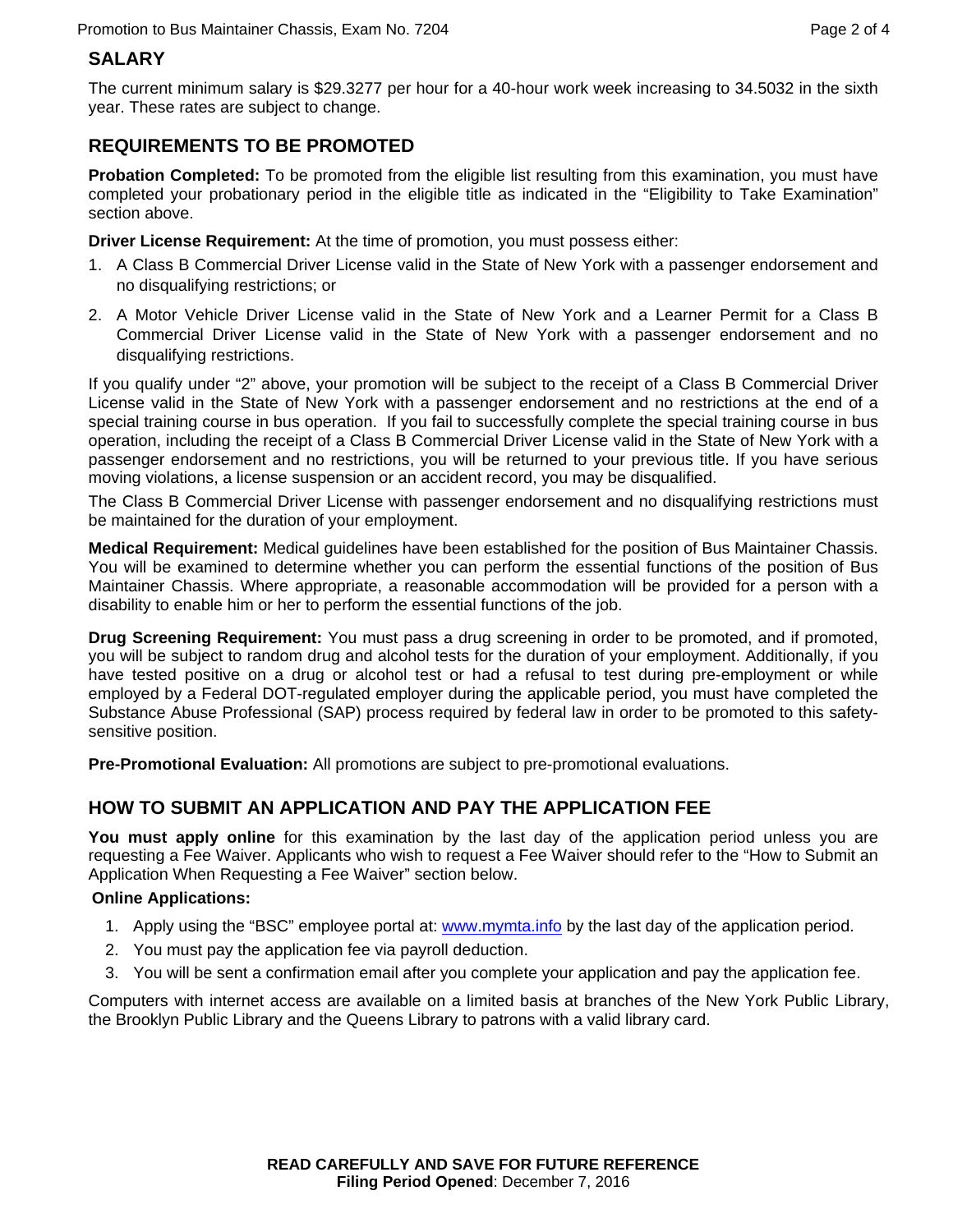## SALARY

The current minimum salary is $29.3277 per hour for a 40-hour work week increasing to 34.5032 in the sixth year. These rates are subject to change.

## REQUIREMENTS TO BE PROMOTED

**Probation Completed:** To be promoted from the eligible list resulting from this examination, you must have completed your probationary period in the eligible title as indicated in the "Eligibility to Take Examination" section above.

**Driver License Requirement:** At the time of promotion, you must possess either:

1. A Class B Commercial Driver License valid in the State of New York with a passenger endorsement and no disqualifying restrictions; or
2. A Motor Vehicle Driver License valid in the State of New York and a Learner Permit for a Class B Commercial Driver License valid in the State of New York with a passenger endorsement and no disqualifying restrictions.

If you qualify under "2" above, your promotion will be subject to the receipt of a Class B Commercial Driver License valid in the State of New York with a passenger endorsement and no restrictions at the end of a special training course in bus operation. If you fail to successfully complete the special training course in bus operation, including the receipt of a Class B Commercial Driver License valid in the State of New York with a passenger endorsement and no restrictions, you will be returned to your previous title. If you have serious moving violations, a license suspension or an accident record, you may be disqualified.

The Class B Commercial Driver License with passenger endorsement and no disqualifying restrictions must be maintained for the duration of your employment.

**Medical Requirement:** Medical guidelines have been established for the position of Bus Maintainer Chassis. You will be examined to determine whether you can perform the essential functions of the position of Bus Maintainer Chassis. Where appropriate, a reasonable accommodation will be provided for a person with a disability to enable him or her to perform the essential functions of the job.

**Drug Screening Requirement:** You must pass a drug screening in order to be promoted, and if promoted, you will be subject to random drug and alcohol tests for the duration of your employment. Additionally, if you have tested positive on a drug or alcohol test or had a refusal to test during pre-employment or while employed by a Federal DOT-regulated employer during the applicable period, you must have completed the Substance Abuse Professional (SAP) process required by federal law in order to be promoted to this safety-sensitive position.

**Pre-Promotional Evaluation:** All promotions are subject to pre-promotional evaluations.

## HOW TO SUBMIT AN APPLICATION AND PAY THE APPLICATION FEE

**You must apply online** for this examination by the last day of the application period unless you are requesting a Fee Waiver. Applicants who wish to request a Fee Waiver should refer to the "How to Submit an Application When Requesting a Fee Waiver" section below.

**Online Applications:**

1. Apply using the "BSC" employee portal at: www.mymta.info by the last day of the application period.
2. You must pay the application fee via payroll deduction.
3. You will be sent a confirmation email after you complete your application and pay the application fee.

Computers with internet access are available on a limited basis at branches of the New York Public Library, the Brooklyn Public Library and the Queens Library to patrons with a valid library card.

**READ CAREFULLY AND SAVE FOR FUTURE REFERENCE**
**Filing Period Opened**: December 7, 2016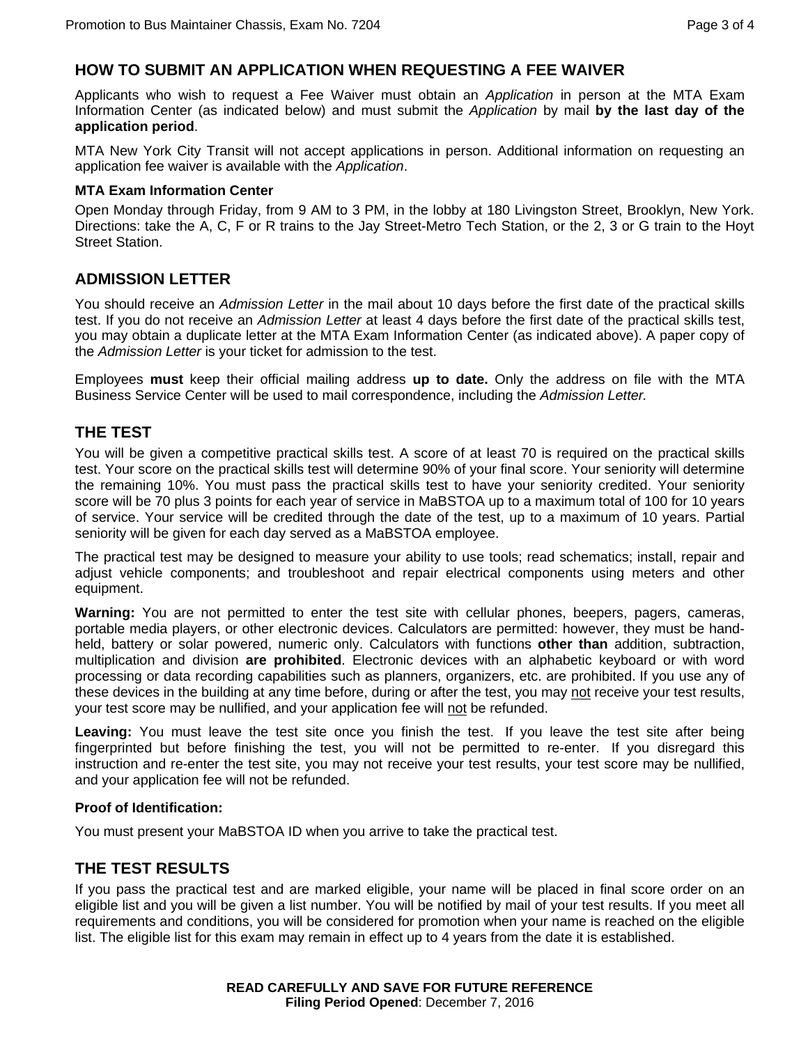## HOW TO SUBMIT AN APPLICATION WHEN REQUESTING A FEE WAIVER

Applicants who wish to request a Fee Waiver must obtain an *Application* in person at the MTA Exam Information Center (as indicated below) and must submit the *Application* by mail **by the last day of the application period**.

MTA New York City Transit will not accept applications in person. Additional information on requesting an application fee waiver is available with the *Application*.

**MTA Exam Information Center**

Open Monday through Friday, from 9 AM to 3 PM, in the lobby at 180 Livingston Street, Brooklyn, New York. Directions: take the A, C, F or R trains to the Jay Street-Metro Tech Station, or the 2, 3 or G train to the Hoyt Street Station.

## ADMISSION LETTER

You should receive an *Admission Letter* in the mail about 10 days before the first date of the practical skills test. If you do not receive an *Admission Letter* at least 4 days before the first date of the practical skills test, you may obtain a duplicate letter at the MTA Exam Information Center (as indicated above). A paper copy of the *Admission Letter* is your ticket for admission to the test.

Employees **must** keep their official mailing address **up to date.** Only the address on file with the MTA Business Service Center will be used to mail correspondence, including the *Admission Letter.*

## THE TEST

You will be given a competitive practical skills test. A score of at least 70 is required on the practical skills test. Your score on the practical skills test will determine 90% of your final score. Your seniority will determine the remaining 10%. You must pass the practical skills test to have your seniority credited. Your seniority score will be 70 plus 3 points for each year of service in MaBSTOA up to a maximum total of 100 for 10 years of service. Your service will be credited through the date of the test, up to a maximum of 10 years. Partial seniority will be given for each day served as a MaBSTOA employee.

The practical test may be designed to measure your ability to use tools; read schematics; install, repair and adjust vehicle components; and troubleshoot and repair electrical components using meters and other equipment.

**Warning:** You are not permitted to enter the test site with cellular phones, beepers, pagers, cameras, portable media players, or other electronic devices. Calculators are permitted: however, they must be hand-held, battery or solar powered, numeric only. Calculators with functions **other than** addition, subtraction, multiplication and division **are prohibited**. Electronic devices with an alphabetic keyboard or with word processing or data recording capabilities such as planners, organizers, etc. are prohibited. If you use any of these devices in the building at any time before, during or after the test, you may not receive your test results, your test score may be nullified, and your application fee will not be refunded.

**Leaving:** You must leave the test site once you finish the test. If you leave the test site after being fingerprinted but before finishing the test, you will not be permitted to re-enter. If you disregard this instruction and re-enter the test site, you may not receive your test results, your test score may be nullified, and your application fee will not be refunded.

**Proof of Identification:**

You must present your MaBSTOA ID when you arrive to take the practical test.

## THE TEST RESULTS

If you pass the practical test and are marked eligible, your name will be placed in final score order on an eligible list and you will be given a list number. You will be notified by mail of your test results. If you meet all requirements and conditions, you will be considered for promotion when your name is reached on the eligible list. The eligible list for this exam may remain in effect up to 4 years from the date it is established.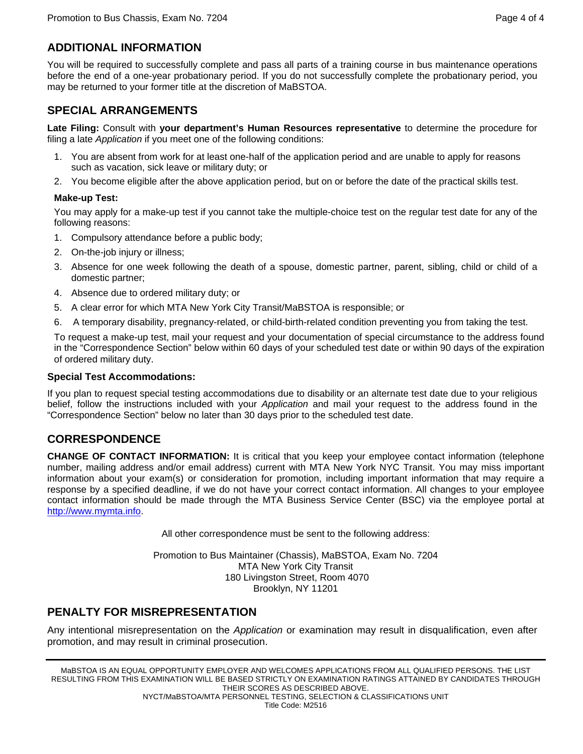## ADDITIONAL INFORMATION

You will be required to successfully complete and pass all parts of a training course in bus maintenance operations before the end of a one-year probationary period. If you do not successfully complete the probationary period, you may be returned to your former title at the discretion of MaBSTOA.

## SPECIAL ARRANGEMENTS

**Late Filing:** Consult with **your department's Human Resources representative** to determine the procedure for filing a late *Application* if you meet one of the following conditions:

1. You are absent from work for at least one-half of the application period and are unable to apply for reasons such as vacation, sick leave or military duty; or
2. You become eligible after the above application period, but on or before the date of the practical skills test.

**Make-up Test:**

You may apply for a make-up test if you cannot take the multiple-choice test on the regular test date for any of the following reasons:

1. Compulsory attendance before a public body;
2. On-the-job injury or illness;
3. Absence for one week following the death of a spouse, domestic partner, parent, sibling, child or child of a domestic partner;
4. Absence due to ordered military duty; or
5. A clear error for which MTA New York City Transit/MaBSTOA is responsible; or
6. A temporary disability, pregnancy-related, or child-birth-related condition preventing you from taking the test.

To request a make-up test, mail your request and your documentation of special circumstance to the address found in the "Correspondence Section" below within 60 days of your scheduled test date or within 90 days of the expiration of ordered military duty.

**Special Test Accommodations:**

If you plan to request special testing accommodations due to disability or an alternate test date due to your religious belief, follow the instructions included with your *Application* and mail your request to the address found in the "Correspondence Section" below no later than 30 days prior to the scheduled test date.

## CORRESPONDENCE

**CHANGE OF CONTACT INFORMATION:** It is critical that you keep your employee contact information (telephone number, mailing address and/or email address) current with MTA New York NYC Transit. You may miss important information about your exam(s) or consideration for promotion, including important information that may require a response by a specified deadline, if we do not have your correct contact information. All changes to your employee contact information should be made through the MTA Business Service Center (BSC) via the employee portal at http://www.mymta.info.

All other correspondence must be sent to the following address:

Promotion to Bus Maintainer (Chassis), MaBSTOA, Exam No. 7204
MTA New York City Transit
180 Livingston Street, Room 4070
Brooklyn, NY 11201

## PENALTY FOR MISREPRESENTATION

Any intentional misrepresentation on the *Application* or examination may result in disqualification, even after promotion, and may result in criminal prosecution.

---

MaBSTOA IS AN EQUAL OPPORTUNITY EMPLOYER AND WELCOMES APPLICATIONS FROM ALL QUALIFIED PERSONS. THE LIST RESULTING FROM THIS EXAMINATION WILL BE BASED STRICTLY ON EXAMINATION RATINGS ATTAINED BY CANDIDATES THROUGH THEIR SCORES AS DESCRIBED ABOVE.
NYCT/MaBSTOA/MTA PERSONNEL TESTING, SELECTION & CLASSIFICATIONS UNIT
Title Code: M2516